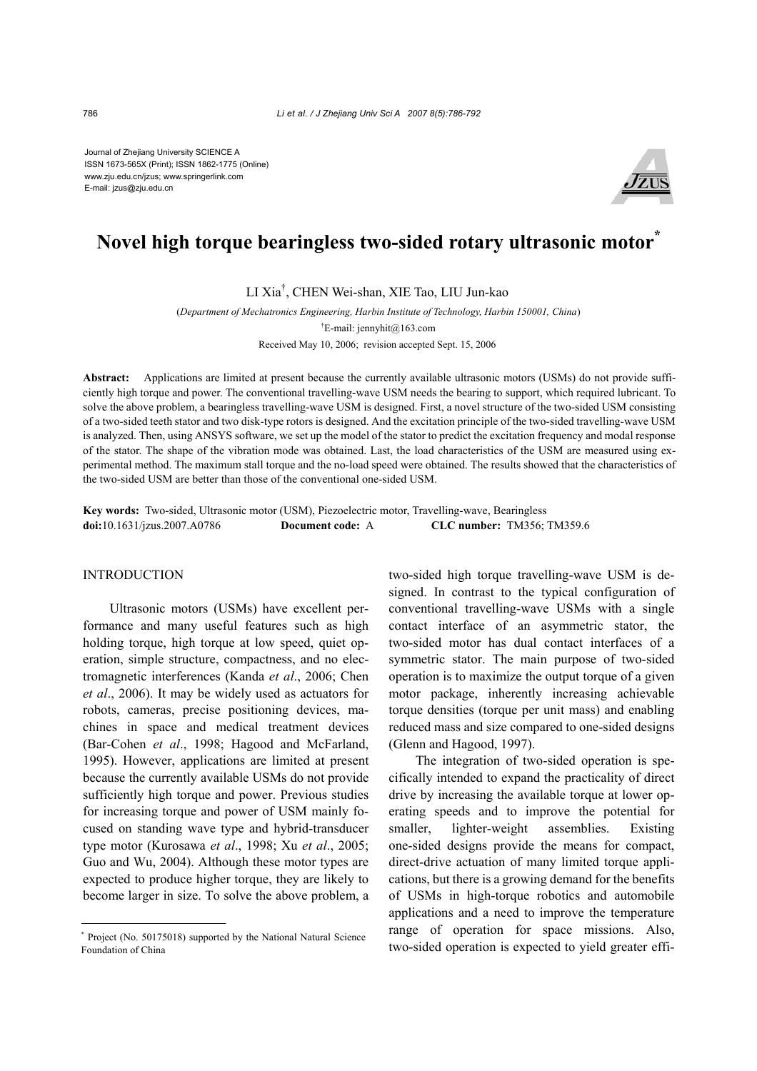Journal of Zhejiang University SCIENCE A
ISSN 1673-565X (Print); ISSN 1862-1775 (Online)
www.zju.edu.cn/jzus; www.springerlink.com
E-mail: jzus@zju.edu.cn

# Novel high torque bearingless two-sided rotary ultrasonic motor*

LI Xia[†], CHEN Wei-shan, XIE Tao, LIU Jun-kao

(*Department of Mechatronics Engineering, Harbin Institute of Technology, Harbin 150001, China*)

[†]E-mail: jennyhit@163.com

Received May 10, 2006; revision accepted Sept. 15, 2006

**Abstract:** Applications are limited at present because the currently available ultrasonic motors (USMs) do not provide sufficiently high torque and power. The conventional travelling-wave USM needs the bearing to support, which required lubricant. To solve the above problem, a bearingless travelling-wave USM is designed. First, a novel structure of the two-sided USM consisting of a two-sided teeth stator and two disk-type rotors is designed. And the excitation principle of the two-sided travelling-wave USM is analyzed. Then, using ANSYS software, we set up the model of the stator to predict the excitation frequency and modal response of the stator. The shape of the vibration mode was obtained. Last, the load characteristics of the USM are measured using experimental method. The maximum stall torque and the no-load speed were obtained. The results showed that the characteristics of the two-sided USM are better than those of the conventional one-sided USM.

**Key words:** Two-sided, Ultrasonic motor (USM), Piezoelectric motor, Travelling-wave, Bearingless

**doi:**10.1631/jzus.2007.A0786 **Document code:** A **CLC number:** TM356; TM359.6

## INTRODUCTION

Ultrasonic motors (USMs) have excellent performance and many useful features such as high holding torque, high torque at low speed, quiet operation, simple structure, compactness, and no electromagnetic interferences (Kanda *et al*., 2006; Chen *et al*., 2006). It may be widely used as actuators for robots, cameras, precise positioning devices, machines in space and medical treatment devices (Bar-Cohen *et al*., 1998; Hagood and McFarland, 1995). However, applications are limited at present because the currently available USMs do not provide sufficiently high torque and power. Previous studies for increasing torque and power of USM mainly focused on standing wave type and hybrid-transducer type motor (Kurosawa *et al*., 1998; Xu *et al*., 2005; Guo and Wu, 2004). Although these motor types are expected to produce higher torque, they are likely to become larger in size. To solve the above problem, a two-sided high torque travelling-wave USM is designed. In contrast to the typical configuration of conventional travelling-wave USMs with a single contact interface of an asymmetric stator, the two-sided motor has dual contact interfaces of a symmetric stator. The main purpose of two-sided operation is to maximize the output torque of a given motor package, inherently increasing achievable torque densities (torque per unit mass) and enabling reduced mass and size compared to one-sided designs (Glenn and Hagood, 1997).

The integration of two-sided operation is specifically intended to expand the practicality of direct drive by increasing the available torque at lower operating speeds and to improve the potential for smaller, lighter-weight assemblies. Existing one-sided designs provide the means for compact, direct-drive actuation of many limited torque applications, but there is a growing demand for the benefits of USMs in high-torque robotics and automobile applications and a need to improve the temperature range of operation for space missions. Also, two-sided operation is expected to yield greater effi-

---

* Project (No. 50175018) supported by the National Natural Science Foundation of China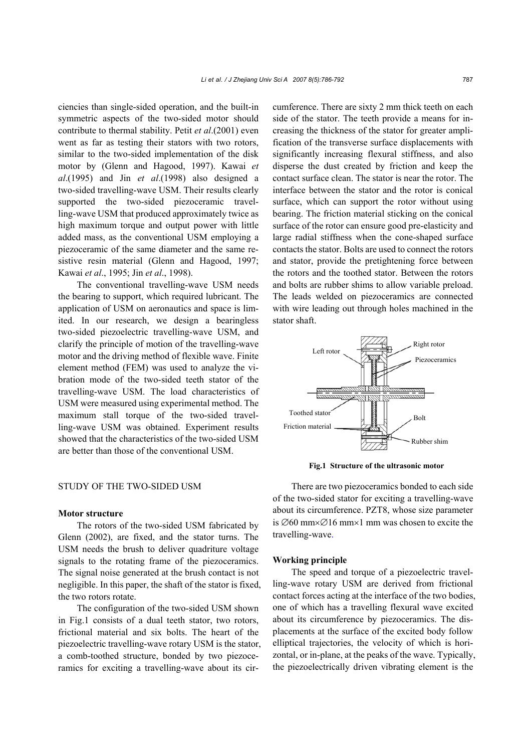ciencies than single-sided operation, and the built-in symmetric aspects of the two-sided motor should contribute to thermal stability. Petit *et al*.(2001) even went as far as testing their stators with two rotors, similar to the two-sided implementation of the disk motor by (Glenn and Hagood, 1997). Kawai *et al*.(1995) and Jin *et al*.(1998) also designed a two-sided travelling-wave USM. Their results clearly supported the two-sided piezoceramic travelling-wave USM that produced approximately twice as high maximum torque and output power with little added mass, as the conventional USM employing a piezoceramic of the same diameter and the same resistive resin material (Glenn and Hagood, 1997; Kawai *et al*., 1995; Jin *et al*., 1998).

The conventional travelling-wave USM needs the bearing to support, which required lubricant. The application of USM on aeronautics and space is limited. In our research, we design a bearingless two-sided piezoelectric travelling-wave USM, and clarify the principle of motion of the travelling-wave motor and the driving method of flexible wave. Finite element method (FEM) was used to analyze the vibration mode of the two-sided teeth stator of the travelling-wave USM. The load characteristics of USM were measured using experimental method. The maximum stall torque of the two-sided travelling-wave USM was obtained. Experiment results showed that the characteristics of the two-sided USM are better than those of the conventional USM.

## STUDY OF THE TWO-SIDED USM

### Motor structure

The rotors of the two-sided USM fabricated by Glenn (2002), are fixed, and the stator turns. The USM needs the brush to deliver quadriture voltage signals to the rotating frame of the piezoceramics. The signal noise generated at the brush contact is not negligible. In this paper, the shaft of the stator is fixed, the two rotors rotate.

The configuration of the two-sided USM shown in Fig.1 consists of a dual teeth stator, two rotors, frictional material and six bolts. The heart of the piezoelectric travelling-wave rotary USM is the stator, a comb-toothed structure, bonded by two piezoceramics for exciting a travelling-wave about its circumference. There are sixty 2 mm thick teeth on each side of the stator. The teeth provide a means for increasing the thickness of the stator for greater amplification of the transverse surface displacements with significantly increasing flexural stiffness, and also disperse the dust created by friction and keep the contact surface clean. The stator is near the rotor. The interface between the stator and the rotor is conical surface, which can support the rotor without using bearing. The friction material sticking on the conical surface of the rotor can ensure good pre-elasticity and large radial stiffness when the cone-shaped surface contacts the stator. Bolts are used to connect the rotors and stator, provide the pretightening force between the rotors and the toothed stator. Between the rotors and bolts are rubber shims to allow variable preload. The leads welded on piezoceramics are connected with wire leading out through holes machined in the stator shaft.

Left rotor
Right rotor
Piezoceramics
Toothed stator
Friction material
Bolt
Rubber shim

**Fig.1 Structure of the ultrasonic motor**

There are two piezoceramics bonded to each side of the two-sided stator for exciting a travelling-wave about its circumference. PZT8, whose size parameter is ∅60 mm×∅16 mm×1 mm was chosen to excite the travelling-wave.

### Working principle

The speed and torque of a piezoelectric travelling-wave rotary USM are derived from frictional contact forces acting at the interface of the two bodies, one of which has a travelling flexural wave excited about its circumference by piezoceramics. The displacements at the surface of the excited body follow elliptical trajectories, the velocity of which is horizontal, or in-plane, at the peaks of the wave. Typically, the piezoelectrically driven vibrating element is the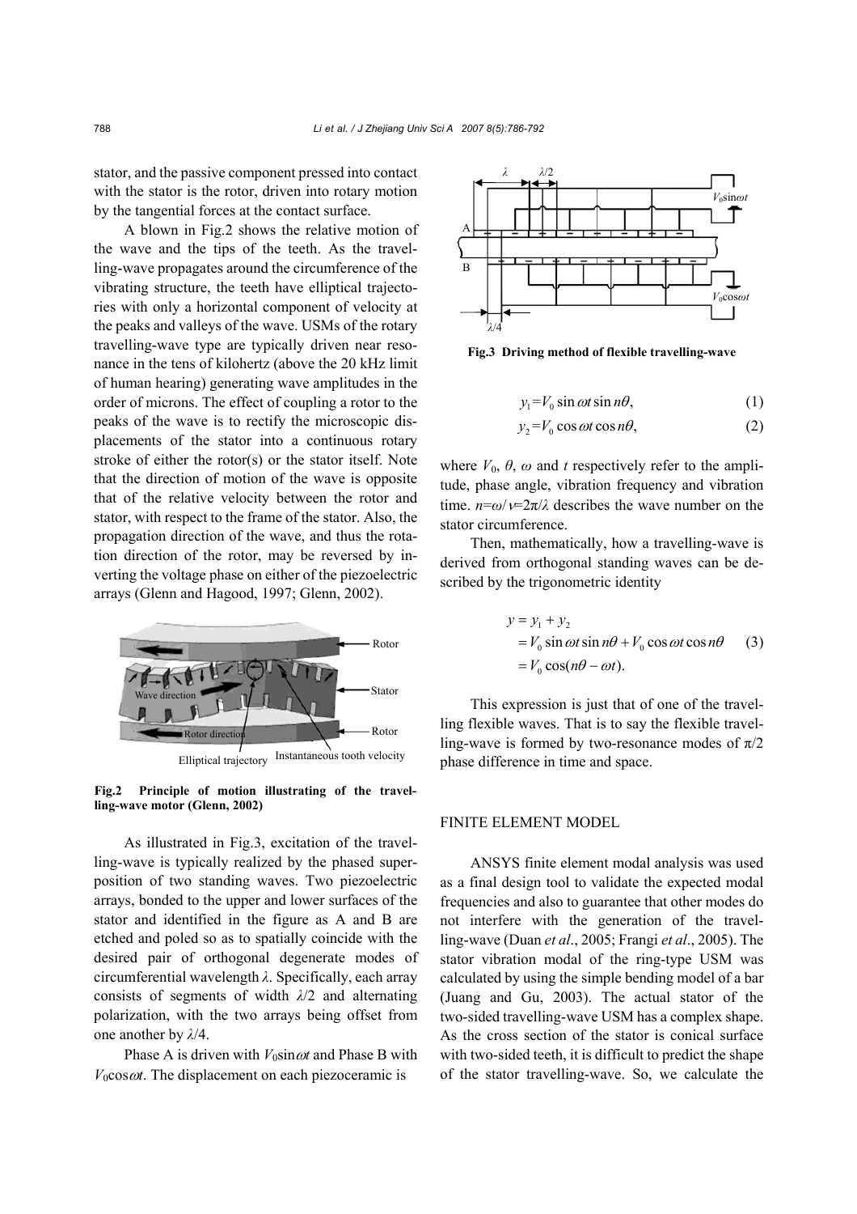stator, and the passive component pressed into contact with the stator is the rotor, driven into rotary motion by the tangential forces at the contact surface.

A blown in Fig.2 shows the relative motion of the wave and the tips of the teeth. As the travelling-wave propagates around the circumference of the vibrating structure, the teeth have elliptical trajectories with only a horizontal component of velocity at the peaks and valleys of the wave. USMs of the rotary travelling-wave type are typically driven near resonance in the tens of kilohertz (above the 20 kHz limit of human hearing) generating wave amplitudes in the order of microns. The effect of coupling a rotor to the peaks of the wave is to rectify the microscopic displacements of the stator into a continuous rotary stroke of either the rotor(s) or the stator itself. Note that the direction of motion of the wave is opposite that of the relative velocity between the rotor and stator, with respect to the frame of the stator. Also, the propagation direction of the wave, and thus the rotation direction of the rotor, may be reversed by inverting the voltage phase on either of the piezoelectric arrays (Glenn and Hagood, 1997; Glenn, 2002).

**Fig.2 Principle of motion illustrating of the travelling-wave motor (Glenn, 2002)**

As illustrated in Fig.3, excitation of the travelling-wave is typically realized by the phased superposition of two standing waves. Two piezoelectric arrays, bonded to the upper and lower surfaces of the stator and identified in the figure as A and B are etched and poled so as to spatially coincide with the desired pair of orthogonal degenerate modes of circumferential wavelength $\lambda$. Specifically, each array consists of segments of width $\lambda/2$ and alternating polarization, with the two arrays being offset from one another by $\lambda/4$.

Phase A is driven with $V_0\sin\omega t$ and Phase B with $V_0\cos\omega t$. The displacement on each piezoceramic is

**Fig.3 Driving method of flexible travelling-wave**

$$y_1 = V_0 \sin\omega t \sin n\theta, \tag{1}$$

$$y_2 = V_0 \cos\omega t \cos n\theta, \tag{2}$$

where $V_0$, $\theta$, $\omega$ and $t$ respectively refer to the amplitude, phase angle, vibration frequency and vibration time. $n=\omega/v=2\pi/\lambda$ describes the wave number on the stator circumference.

Then, mathematically, how a travelling-wave is derived from orthogonal standing waves can be described by the trigonometric identity

$$\begin{aligned} y &= y_1 + y_2 \\ &= V_0 \sin\omega t \sin n\theta + V_0 \cos\omega t \cos n\theta \\ &= V_0 \cos(n\theta - \omega t). \end{aligned} \tag{3}$$

This expression is just that of one of the travelling flexible waves. That is to say the flexible travelling-wave is formed by two-resonance modes of $\pi/2$ phase difference in time and space.

## FINITE ELEMENT MODEL

ANSYS finite element modal analysis was used as a final design tool to validate the expected modal frequencies and also to guarantee that other modes do not interfere with the generation of the travelling-wave (Duan *et al*., 2005; Frangi *et al*., 2005). The stator vibration modal of the ring-type USM was calculated by using the simple bending model of a bar (Juang and Gu, 2003). The actual stator of the two-sided travelling-wave USM has a complex shape. As the cross section of the stator is conical surface with two-sided teeth, it is difficult to predict the shape of the stator travelling-wave. So, we calculate the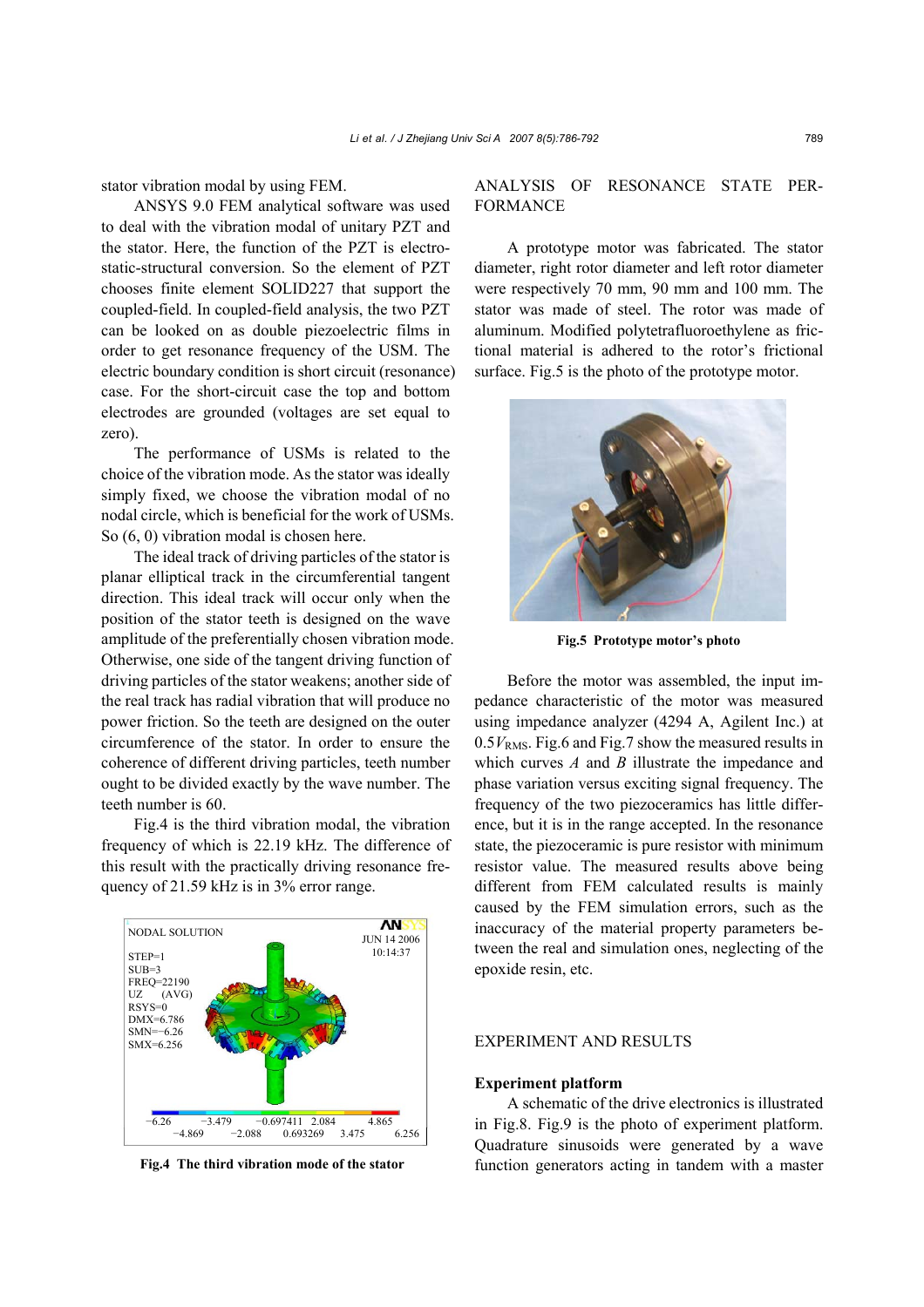stator vibration modal by using FEM.

ANSYS 9.0 FEM analytical software was used to deal with the vibration modal of unitary PZT and the stator. Here, the function of the PZT is electro-static-structural conversion. So the element of PZT chooses finite element SOLID227 that support the coupled-field. In coupled-field analysis, the two PZT can be looked on as double piezoelectric films in order to get resonance frequency of the USM. The electric boundary condition is short circuit (resonance) case. For the short-circuit case the top and bottom electrodes are grounded (voltages are set equal to zero).

The performance of USMs is related to the choice of the vibration mode. As the stator was ideally simply fixed, we choose the vibration modal of no nodal circle, which is beneficial for the work of USMs. So (6, 0) vibration modal is chosen here.

The ideal track of driving particles of the stator is planar elliptical track in the circumferential tangent direction. This ideal track will occur only when the position of the stator teeth is designed on the wave amplitude of the preferentially chosen vibration mode. Otherwise, one side of the tangent driving function of driving particles of the stator weakens; another side of the real track has radial vibration that will produce no power friction. So the teeth are designed on the outer circumference of the stator. In order to ensure the coherence of different driving particles, teeth number ought to be divided exactly by the wave number. The teeth number is 60.

Fig.4 is the third vibration modal, the vibration frequency of which is 22.19 kHz. The difference of this result with the practically driving resonance frequency of 21.59 kHz is in 3% error range.

**Fig.4 The third vibration mode of the stator**

## ANALYSIS OF RESONANCE STATE PERFORMANCE

A prototype motor was fabricated. The stator diameter, right rotor diameter and left rotor diameter were respectively 70 mm, 90 mm and 100 mm. The stator was made of steel. The rotor was made of aluminum. Modified polytetrafluoroethylene as frictional material is adhered to the rotor's frictional surface. Fig.5 is the photo of the prototype motor.

**Fig.5 Prototype motor's photo**

Before the motor was assembled, the input impedance characteristic of the motor was measured using impedance analyzer (4294 A, Agilent Inc.) at $0.5V_{\mathrm{RMS}}$. Fig.6 and Fig.7 show the measured results in which curves *A* and *B* illustrate the impedance and phase variation versus exciting signal frequency. The frequency of the two piezoceramics has little difference, but it is in the range accepted. In the resonance state, the piezoceramic is pure resistor with minimum resistor value. The measured results above being different from FEM calculated results is mainly caused by the FEM simulation errors, such as the inaccuracy of the material property parameters between the real and simulation ones, neglecting of the epoxide resin, etc.

## EXPERIMENT AND RESULTS

### Experiment platform

A schematic of the drive electronics is illustrated in Fig.8. Fig.9 is the photo of experiment platform. Quadrature sinusoids were generated by a wave function generators acting in tandem with a master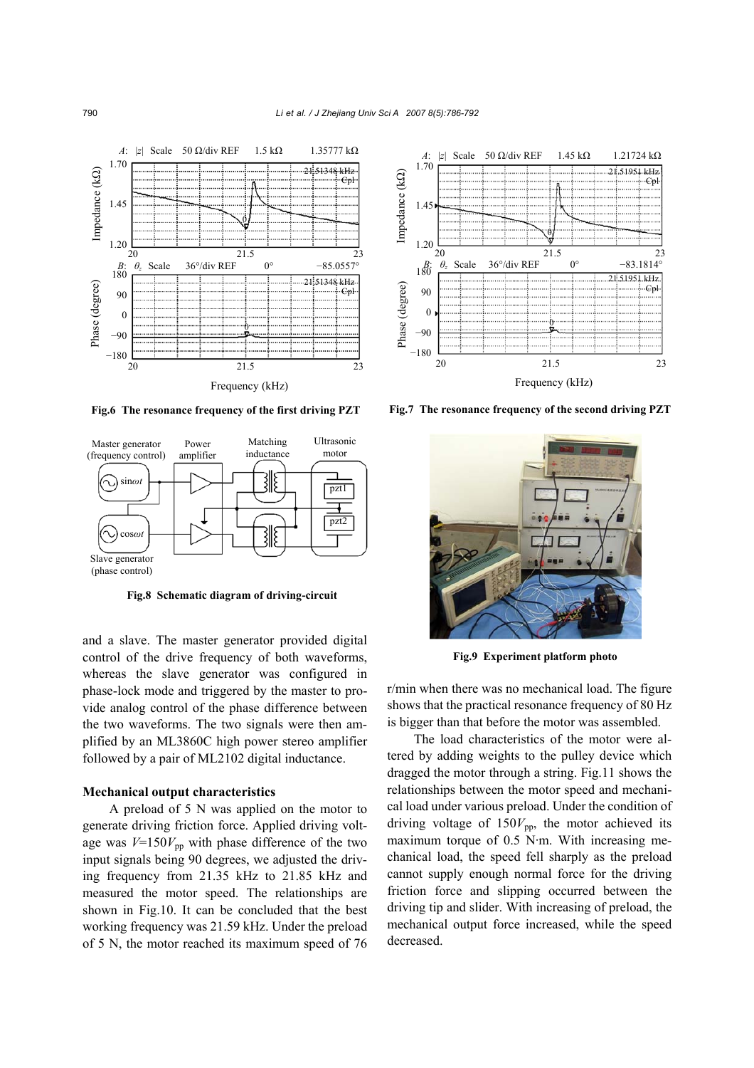Fig.6 The resonance frequency of the first driving PZT

Fig.7 The resonance frequency of the second driving PZT

Fig.8 Schematic diagram of driving-circuit

Fig.9 Experiment platform photo

and a slave. The master generator provided digital control of the drive frequency of both waveforms, whereas the slave generator was configured in phase-lock mode and triggered by the master to provide analog control of the phase difference between the two waveforms. The two signals were then amplified by an ML3860C high power stereo amplifier followed by a pair of ML2102 digital inductance.

**Mechanical output characteristics**

A preload of 5 N was applied on the motor to generate driving friction force. Applied driving voltage was $V$=150$V_{pp}$ with phase difference of the two input signals being 90 degrees, we adjusted the driving frequency from 21.35 kHz to 21.85 kHz and measured the motor speed. The relationships are shown in Fig.10. It can be concluded that the best working frequency was 21.59 kHz. Under the preload of 5 N, the motor reached its maximum speed of 76 r/min when there was no mechanical load. The figure shows that the practical resonance frequency of 80 Hz is bigger than that before the motor was assembled.

The load characteristics of the motor were altered by adding weights to the pulley device which dragged the motor through a string. Fig.11 shows the relationships between the motor speed and mechanical load under various preload. Under the condition of driving voltage of 150$V_{pp}$, the motor achieved its maximum torque of 0.5 N·m. With increasing mechanical load, the speed fell sharply as the preload cannot supply enough normal force for the driving friction force and slipping occurred between the driving tip and slider. With increasing of preload, the mechanical output force increased, while the speed decreased.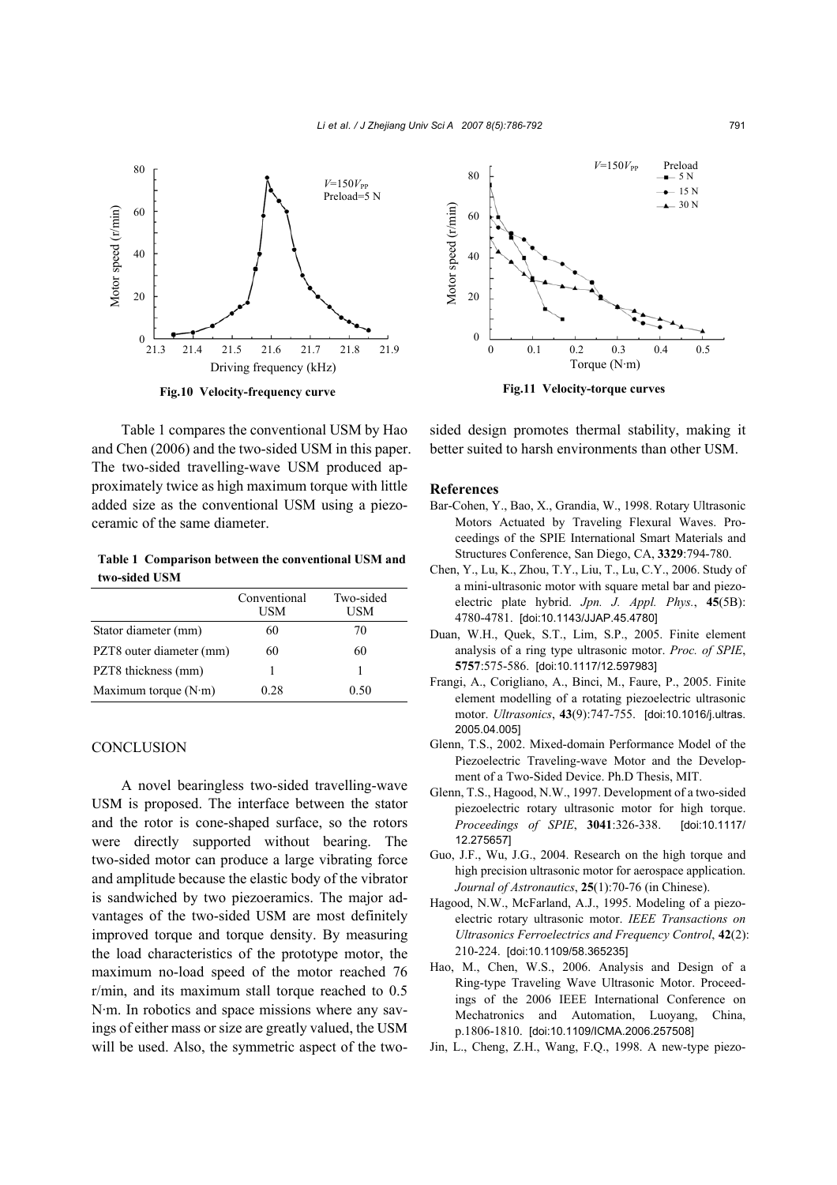Fig.10 Velocity-frequency curve

Fig.11 Velocity-torque curves

Table 1 compares the conventional USM by Hao and Chen (2006) and the two-sided USM in this paper. The two-sided travelling-wave USM produced approximately twice as high maximum torque with little added size as the conventional USM using a piezoceramic of the same diameter.

**Table 1 Comparison between the conventional USM and two-sided USM**

| | Conventional USM | Two-sided USM |
|---|---|---|
| Stator diameter (mm) | 60 | 70 |
| PZT8 outer diameter (mm) | 60 | 60 |
| PZT8 thickness (mm) | 1 | 1 |
| Maximum torque (N·m) | 0.28 | 0.50 |

## CONCLUSION

A novel bearingless two-sided travelling-wave USM is proposed. The interface between the stator and the rotor is cone-shaped surface, so the rotors were directly supported without bearing. The two-sided motor can produce a large vibrating force and amplitude because the elastic body of the vibrator is sandwiched by two piezoeramics. The major advantages of the two-sided USM are most definitely improved torque and torque density. By measuring the load characteristics of the prototype motor, the maximum no-load speed of the motor reached 76 r/min, and its maximum stall torque reached to 0.5 N·m. In robotics and space missions where any savings of either mass or size are greatly valued, the USM will be used. Also, the symmetric aspect of the two-sided design promotes thermal stability, making it better suited to harsh environments than other USM.

## References

Bar-Cohen, Y., Bao, X., Grandia, W., 1998. Rotary Ultrasonic Motors Actuated by Traveling Flexural Waves. Proceedings of the SPIE International Smart Materials and Structures Conference, San Diego, CA, **3329**:794-780.

Chen, Y., Lu, K., Zhou, T.Y., Liu, T., Lu, C.Y., 2006. Study of a mini-ultrasonic motor with square metal bar and piezoelectric plate hybrid. *Jpn. J. Appl. Phys.*, **45**(5B): 4780-4781. [doi:10.1143/JJAP.45.4780]

Duan, W.H., Quek, S.T., Lim, S.P., 2005. Finite element analysis of a ring type ultrasonic motor. *Proc. of SPIE*, **5757**:575-586. [doi:10.1117/12.597983]

Frangi, A., Corigliano, A., Binci, M., Faure, P., 2005. Finite element modelling of a rotating piezoelectric ultrasonic motor. *Ultrasonics*, **43**(9):747-755. [doi:10.1016/j.ultras.2005.04.005]

Glenn, T.S., 2002. Mixed-domain Performance Model of the Piezoelectric Traveling-wave Motor and the Development of a Two-Sided Device. Ph.D Thesis, MIT.

Glenn, T.S., Hagood, N.W., 1997. Development of a two-sided piezoelectric rotary ultrasonic motor for high torque. *Proceedings of SPIE*, **3041**:326-338. [doi:10.1117/12.275657]

Guo, J.F., Wu, J.G., 2004. Research on the high torque and high precision ultrasonic motor for aerospace application. *Journal of Astronautics*, **25**(1):70-76 (in Chinese).

Hagood, N.W., McFarland, A.J., 1995. Modeling of a piezoelectric rotary ultrasonic motor. *IEEE Transactions on Ultrasonics Ferroelectrics and Frequency Control*, **42**(2): 210-224. [doi:10.1109/58.365235]

Hao, M., Chen, W.S., 2006. Analysis and Design of a Ring-type Traveling Wave Ultrasonic Motor. Proceedings of the 2006 IEEE International Conference on Mechatronics and Automation, Luoyang, China, p.1806-1810. [doi:10.1109/ICMA.2006.257508]

Jin, L., Cheng, Z.H., Wang, F.Q., 1998. A new-type piezo-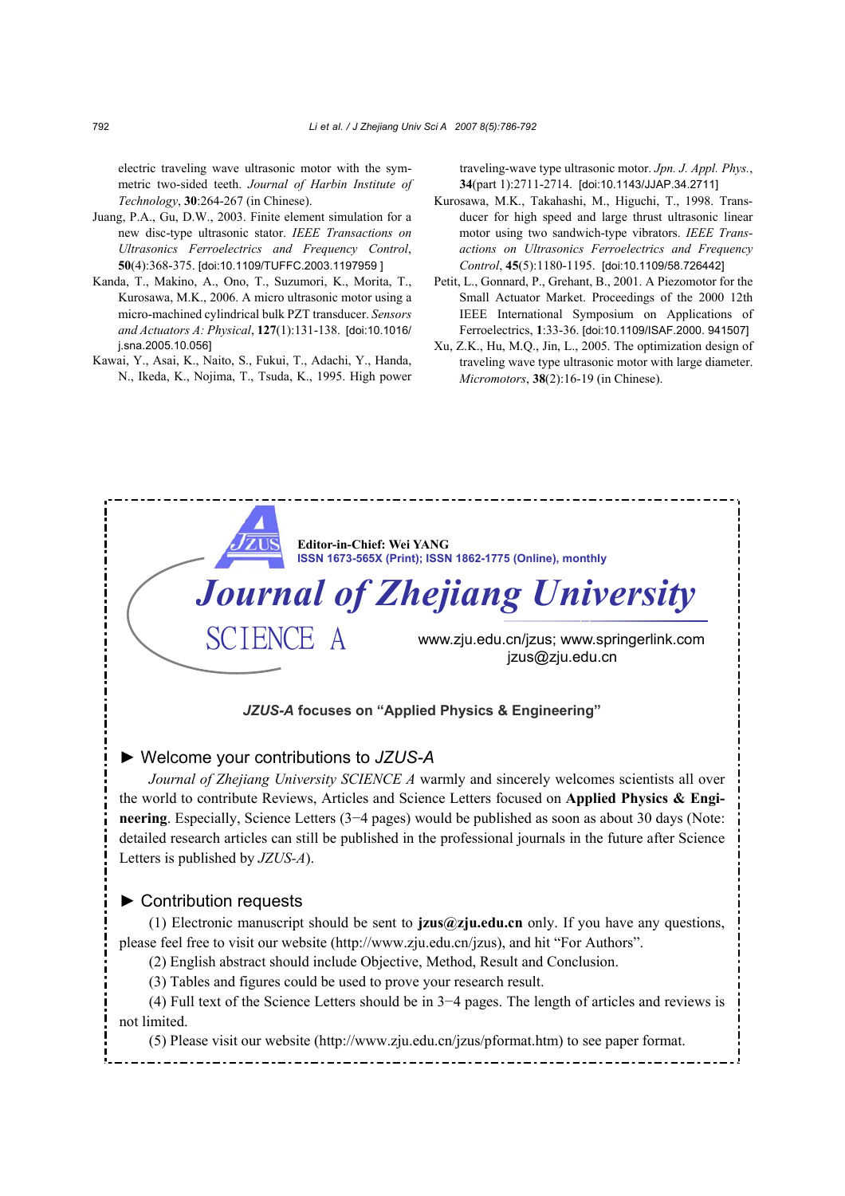electric traveling wave ultrasonic motor with the symmetric two-sided teeth. *Journal of Harbin Institute of Technology*, **30**:264-267 (in Chinese).

Juang, P.A., Gu, D.W., 2003. Finite element simulation for a new disc-type ultrasonic stator. *IEEE Transactions on Ultrasonics Ferroelectrics and Frequency Control*, **50**(4):368-375. [doi:10.1109/TUFFC.2003.1197959 ]

Kanda, T., Makino, A., Ono, T., Suzumori, K., Morita, T., Kurosawa, M.K., 2006. A micro ultrasonic motor using a micro-machined cylindrical bulk PZT transducer. *Sensors and Actuators A: Physical*, **127**(1):131-138. [doi:10.1016/j.sna.2005.10.056]

Kawai, Y., Asai, K., Naito, S., Fukui, T., Adachi, Y., Handa, N., Ikeda, K., Nojima, T., Tsuda, K., 1995. High power traveling-wave type ultrasonic motor. *Jpn. J. Appl. Phys.*, **34**(part 1):2711-2714. [doi:10.1143/JJAP.34.2711]

Kurosawa, M.K., Takahashi, M., Higuchi, T., 1998. Transducer for high speed and large thrust ultrasonic linear motor using two sandwich-type vibrators. *IEEE Transactions on Ultrasonics Ferroelectrics and Frequency Control*, **45**(5):1180-1195. [doi:10.1109/58.726442]

Petit, L., Gonnard, P., Grehant, B., 2001. A Piezomotor for the Small Actuator Market. Proceedings of the 2000 12th IEEE International Symposium on Applications of Ferroelectrics, **1**:33-36. [doi:10.1109/ISAF.2000. 941507]

Xu, Z.K., Hu, M.Q., Jin, L., 2005. The optimization design of traveling wave type ultrasonic motor with large diameter. *Micromotors*, **38**(2):16-19 (in Chinese).

---

**Editor-in-Chief: Wei YANG**
ISSN 1673-565X (Print); ISSN 1862-1775 (Online), monthly

# *Journal of Zhejiang University* SCIENCE A

www.zju.edu.cn/jzus; www.springerlink.com
jzus@zju.edu.cn

***JZUS-A*** **focuses on "Applied Physics & Engineering"**

## ► Welcome your contributions to *JZUS-A*

*Journal of Zhejiang University SCIENCE A* warmly and sincerely welcomes scientists all over the world to contribute Reviews, Articles and Science Letters focused on **Applied Physics & Engineering**. Especially, Science Letters (3−4 pages) would be published as soon as about 30 days (Note: detailed research articles can still be published in the professional journals in the future after Science Letters is published by *JZUS-A*).

## ► Contribution requests

(1) Electronic manuscript should be sent to **jzus@zju.edu.cn** only. If you have any questions, please feel free to visit our website (http://www.zju.edu.cn/jzus), and hit "For Authors".

(2) English abstract should include Objective, Method, Result and Conclusion.

(3) Tables and figures could be used to prove your research result.

(4) Full text of the Science Letters should be in 3−4 pages. The length of articles and reviews is not limited.

(5) Please visit our website (http://www.zju.edu.cn/jzus/pformat.htm) to see paper format.